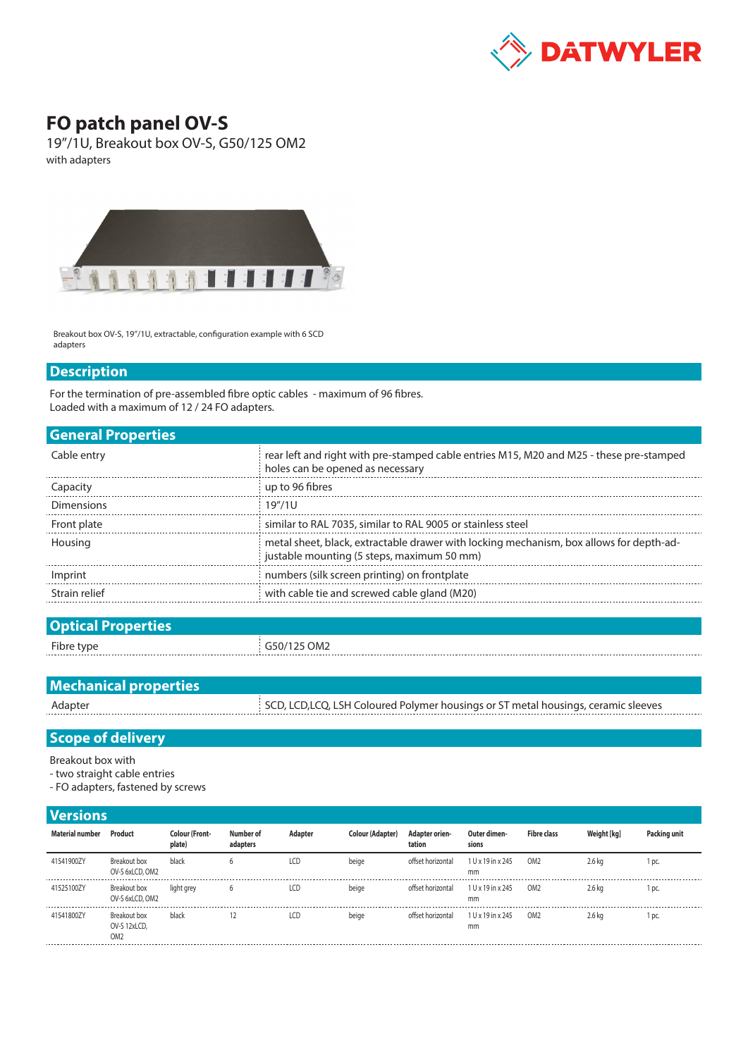DATWYLER

# FO patch panel OV-S

19"/1U, Breakout box OV-S, G50/125 OM2

with adapters

Breakout box OV-S, 19"/1U, extractable, configuration example with 6 SCD adapters

## Description

For the termination of pre-assembled fibre optic cables - maximum of 96 fibres.
Loaded with a maximum of 12 / 24 FO adapters.

## General Properties

| | |
|---|---|
| Cable entry | rear left and right with pre-stamped cable entries M15, M20 and M25 - these pre-stamped holes can be opened as necessary |
| Capacity | up to 96 fibres |
| Dimensions | 19"/1U |
| Front plate | similar to RAL 7035, similar to RAL 9005 or stainless steel |
| Housing | metal sheet, black, extractable drawer with locking mechanism, box allows for depth-adjustable mounting (5 steps, maximum 50 mm) |
| Imprint | numbers (silk screen printing) on frontplate |
| Strain relief | with cable tie and screwed cable gland (M20) |

## Optical Properties

| | |
|---|---|
| Fibre type | G50/125 OM2 |

## Mechanical properties

| | |
|---|---|
| Adapter | SCD, LCD,LCQ, LSH Coloured Polymer housings or ST metal housings, ceramic sleeves |

## Scope of delivery

Breakout box with
- two straight cable entries
- FO adapters, fastened by screws

## Versions

| Material number | Product | Colour (Frontplate) | Number of adapters | Adapter | Colour (Adapter) | Adapter orientation | Outer dimensions | Fibre class | Weight [kg] | Packing unit |
|---|---|---|---|---|---|---|---|---|---|---|
| 41541900ZY | Breakout box OV-S 6xLCD, OM2 | black | 6 | LCD | beige | offset horizontal | 1 U x 19 in x 245 mm | OM2 | 2.6 kg | 1 pc. |
| 41525100ZY | Breakout box OV-S 6xLCD, OM2 | light grey | 6 | LCD | beige | offset horizontal | 1 U x 19 in x 245 mm | OM2 | 2.6 kg | 1 pc. |
| 41541800ZY | Breakout box OV-S 12xLCD, OM2 | black | 12 | LCD | beige | offset horizontal | 1 U x 19 in x 245 mm | OM2 | 2.6 kg | 1 pc. |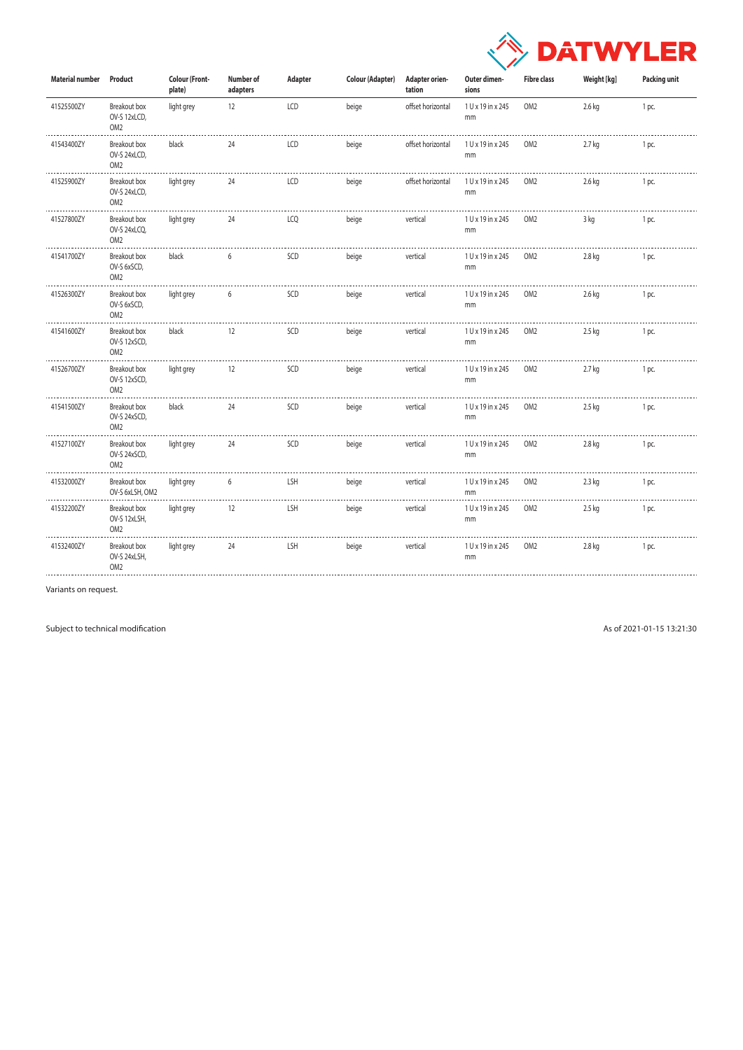| Material number | Product | Colour (Front-plate) | Number of adapters | Adapter | Colour (Adapter) | Adapter orien-tation | Outer dimen-sions | Fibre class | Weight [kg] | Packing unit |
|---|---|---|---|---|---|---|---|---|---|---|
| 41525500ZY | Breakout box OV-S 12xLCD, OM2 | light grey | 12 | LCD | beige | offset horizontal | 1 U x 19 in x 245 mm | OM2 | 2.6 kg | 1 pc. |
| 41543400ZY | Breakout box OV-S 24xLCD, OM2 | black | 24 | LCD | beige | offset horizontal | 1 U x 19 in x 245 mm | OM2 | 2.7 kg | 1 pc. |
| 41525900ZY | Breakout box OV-S 24xLCD, OM2 | light grey | 24 | LCD | beige | offset horizontal | 1 U x 19 in x 245 mm | OM2 | 2.6 kg | 1 pc. |
| 41527800ZY | Breakout box OV-S 24xLCQ, OM2 | light grey | 24 | LCQ | beige | vertical | 1 U x 19 in x 245 mm | OM2 | 3 kg | 1 pc. |
| 41541700ZY | Breakout box OV-S 6xSCD, OM2 | black | 6 | SCD | beige | vertical | 1 U x 19 in x 245 mm | OM2 | 2.8 kg | 1 pc. |
| 41526300ZY | Breakout box OV-S 6xSCD, OM2 | light grey | 6 | SCD | beige | vertical | 1 U x 19 in x 245 mm | OM2 | 2.6 kg | 1 pc. |
| 41541600ZY | Breakout box OV-S 12xSCD, OM2 | black | 12 | SCD | beige | vertical | 1 U x 19 in x 245 mm | OM2 | 2.5 kg | 1 pc. |
| 41526700ZY | Breakout box OV-S 12xSCD, OM2 | light grey | 12 | SCD | beige | vertical | 1 U x 19 in x 245 mm | OM2 | 2.7 kg | 1 pc. |
| 41541500ZY | Breakout box OV-S 24xSCD, OM2 | black | 24 | SCD | beige | vertical | 1 U x 19 in x 245 mm | OM2 | 2.5 kg | 1 pc. |
| 41527100ZY | Breakout box OV-S 24xSCD, OM2 | light grey | 24 | SCD | beige | vertical | 1 U x 19 in x 245 mm | OM2 | 2.8 kg | 1 pc. |
| 41532000ZY | Breakout box OV-S 6xLSH, OM2 | light grey | 6 | LSH | beige | vertical | 1 U x 19 in x 245 mm | OM2 | 2.3 kg | 1 pc. |
| 41532200ZY | Breakout box OV-S 12xLSH, OM2 | light grey | 12 | LSH | beige | vertical | 1 U x 19 in x 245 mm | OM2 | 2.5 kg | 1 pc. |
| 41532400ZY | Breakout box OV-S 24xLSH, OM2 | light grey | 24 | LSH | beige | vertical | 1 U x 19 in x 245 mm | OM2 | 2.8 kg | 1 pc. |

Variants on request.

Subject to technical modification

As of 2021-01-15 13:21:30